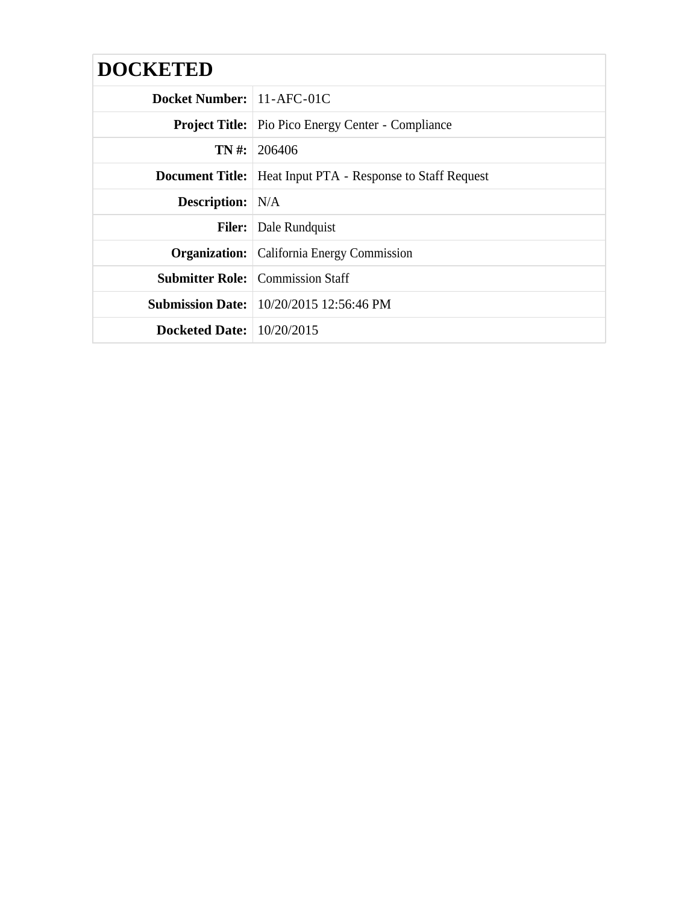| DOCKETED | |
|---|---|
| **Docket Number:** | 11-AFC-01C |
| **Project Title:** | Pio Pico Energy Center - Compliance |
| **TN #:** | 206406 |
| **Document Title:** | Heat Input PTA - Response to Staff Request |
| **Description:** | N/A |
| **Filer:** | Dale Rundquist |
| **Organization:** | California Energy Commission |
| **Submitter Role:** | Commission Staff |
| **Submission Date:** | 10/20/2015 12:56:46 PM |
| **Docketed Date:** | 10/20/2015 |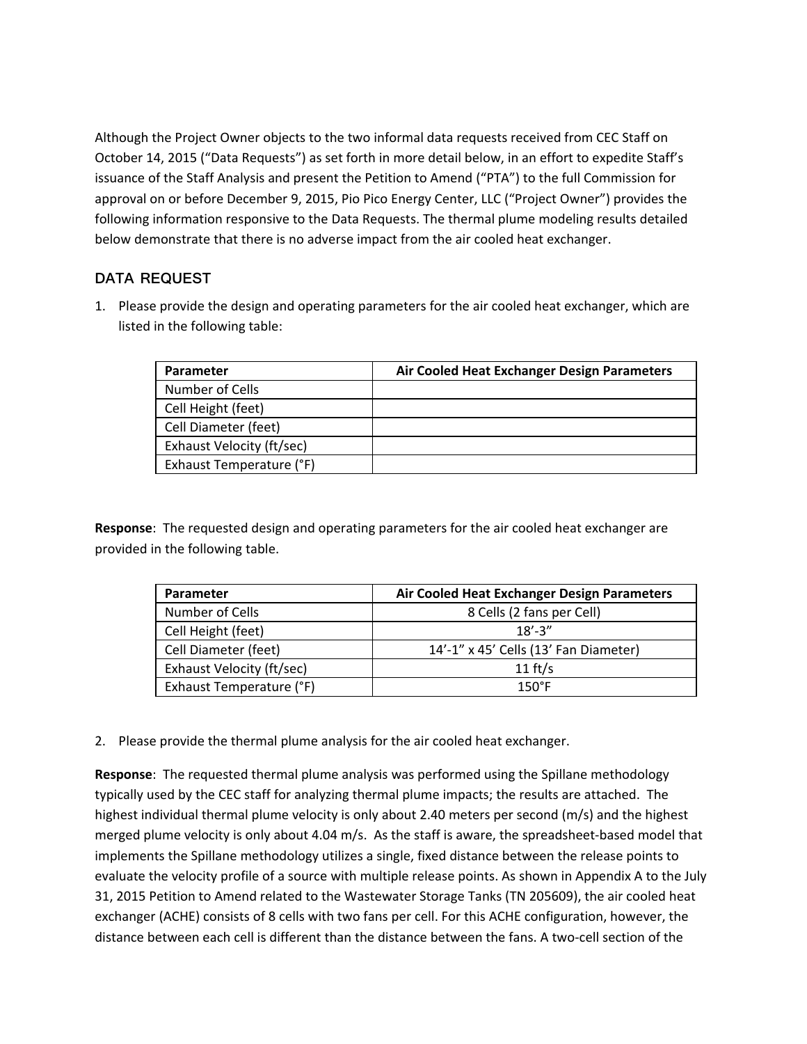Although the Project Owner objects to the two informal data requests received from CEC Staff on October 14, 2015 ("Data Requests") as set forth in more detail below, in an effort to expedite Staff's issuance of the Staff Analysis and present the Petition to Amend ("PTA") to the full Commission for approval on or before December 9, 2015, Pio Pico Energy Center, LLC ("Project Owner") provides the following information responsive to the Data Requests. The thermal plume modeling results detailed below demonstrate that there is no adverse impact from the air cooled heat exchanger.

## DATA REQUEST

1. Please provide the design and operating parameters for the air cooled heat exchanger, which are listed in the following table:

| Parameter | Air Cooled Heat Exchanger Design Parameters |
|---|---|
| Number of Cells | |
| Cell Height (feet) | |
| Cell Diameter (feet) | |
| Exhaust Velocity (ft/sec) | |
| Exhaust Temperature (°F) | |

**Response**: The requested design and operating parameters for the air cooled heat exchanger are provided in the following table.

| Parameter | Air Cooled Heat Exchanger Design Parameters |
|---|---|
| Number of Cells | 8 Cells (2 fans per Cell) |
| Cell Height (feet) | 18'-3" |
| Cell Diameter (feet) | 14'-1" x 45' Cells (13' Fan Diameter) |
| Exhaust Velocity (ft/sec) | 11 ft/s |
| Exhaust Temperature (°F) | 150°F |

2. Please provide the thermal plume analysis for the air cooled heat exchanger.

**Response**: The requested thermal plume analysis was performed using the Spillane methodology typically used by the CEC staff for analyzing thermal plume impacts; the results are attached. The highest individual thermal plume velocity is only about 2.40 meters per second (m/s) and the highest merged plume velocity is only about 4.04 m/s. As the staff is aware, the spreadsheet-based model that implements the Spillane methodology utilizes a single, fixed distance between the release points to evaluate the velocity profile of a source with multiple release points. As shown in Appendix A to the July 31, 2015 Petition to Amend related to the Wastewater Storage Tanks (TN 205609), the air cooled heat exchanger (ACHE) consists of 8 cells with two fans per cell. For this ACHE configuration, however, the distance between each cell is different than the distance between the fans. A two-cell section of the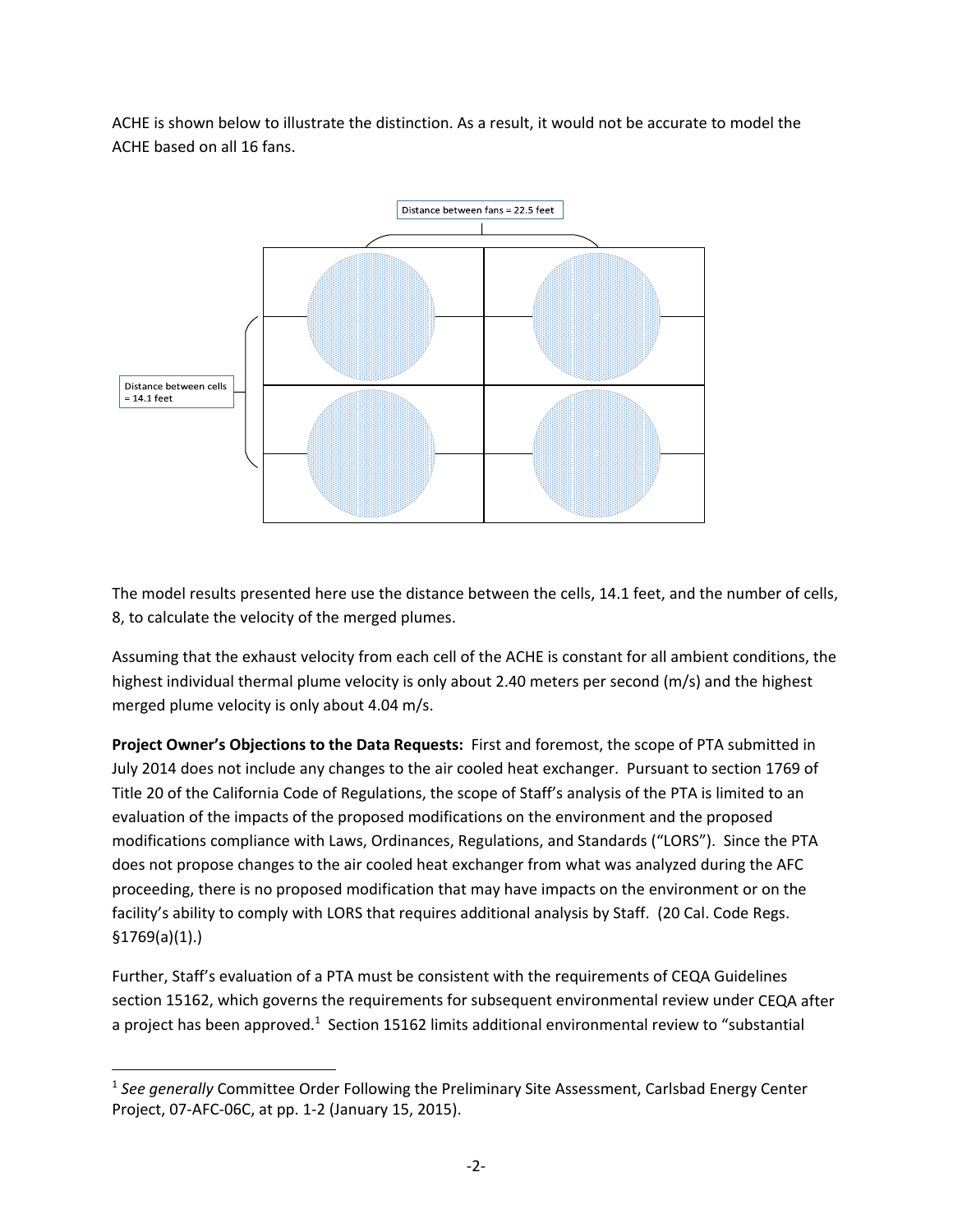ACHE is shown below to illustrate the distinction. As a result, it would not be accurate to model the ACHE based on all 16 fans.

Distance between fans = 22.5 feet

Distance between cells = 14.1 feet

The model results presented here use the distance between the cells, 14.1 feet, and the number of cells, 8, to calculate the velocity of the merged plumes.

Assuming that the exhaust velocity from each cell of the ACHE is constant for all ambient conditions, the highest individual thermal plume velocity is only about 2.40 meters per second (m/s) and the highest merged plume velocity is only about 4.04 m/s.

**Project Owner's Objections to the Data Requests:** First and foremost, the scope of PTA submitted in July 2014 does not include any changes to the air cooled heat exchanger. Pursuant to section 1769 of Title 20 of the California Code of Regulations, the scope of Staff's analysis of the PTA is limited to an evaluation of the impacts of the proposed modifications on the environment and the proposed modifications compliance with Laws, Ordinances, Regulations, and Standards ("LORS"). Since the PTA does not propose changes to the air cooled heat exchanger from what was analyzed during the AFC proceeding, there is no proposed modification that may have impacts on the environment or on the facility's ability to comply with LORS that requires additional analysis by Staff. (20 Cal. Code Regs. §1769(a)(1).)

Further, Staff's evaluation of a PTA must be consistent with the requirements of CEQA Guidelines section 15162, which governs the requirements for subsequent environmental review under CEQA after a project has been approved.[1] Section 15162 limits additional environmental review to "substantial

[1] *See generally* Committee Order Following the Preliminary Site Assessment, Carlsbad Energy Center Project, 07-AFC-06C, at pp. 1-2 (January 15, 2015).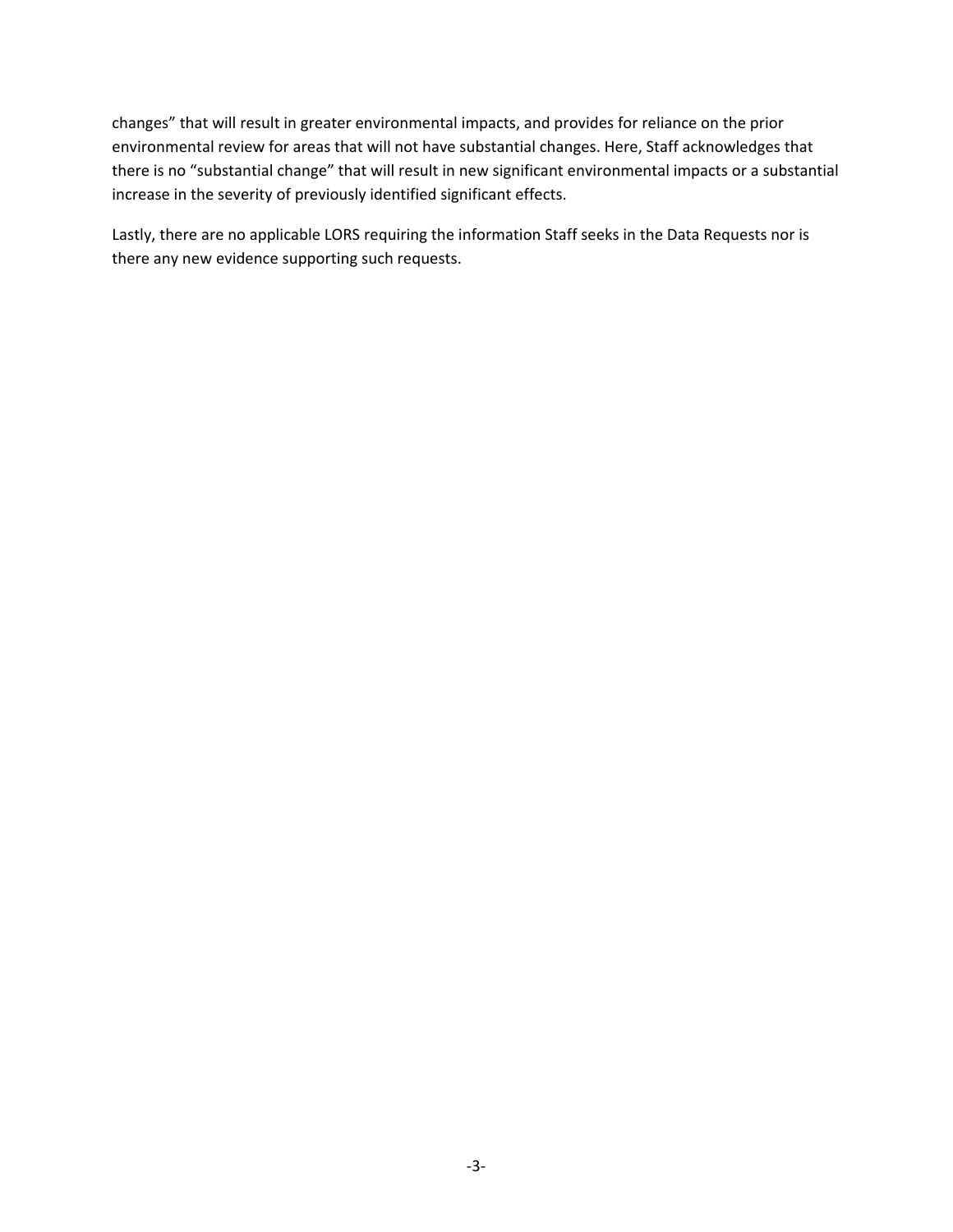changes" that will result in greater environmental impacts, and provides for reliance on the prior environmental review for areas that will not have substantial changes. Here, Staff acknowledges that there is no "substantial change" that will result in new significant environmental impacts or a substantial increase in the severity of previously identified significant effects.

Lastly, there are no applicable LORS requiring the information Staff seeks in the Data Requests nor is there any new evidence supporting such requests.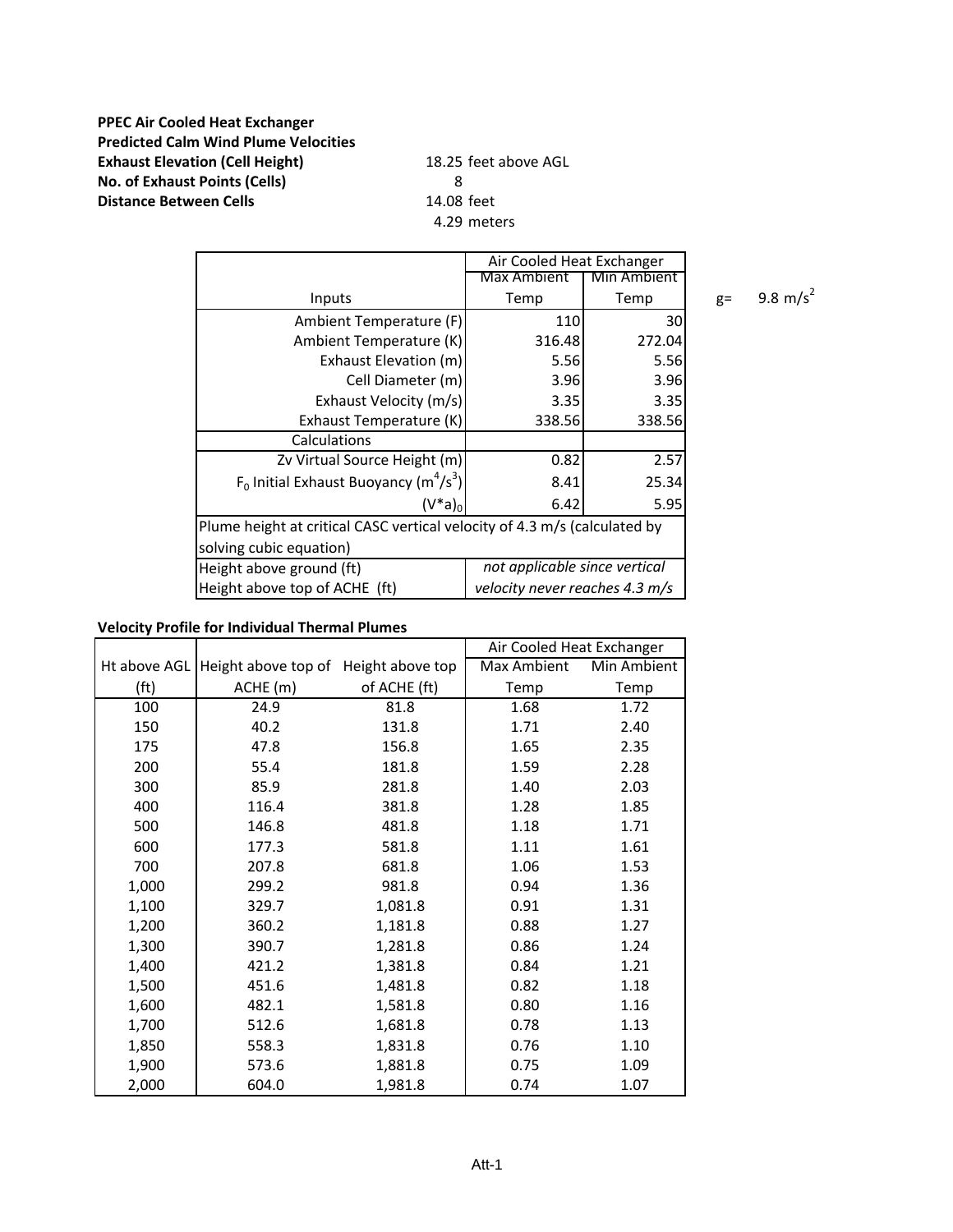**PPEC Air Cooled Heat Exchanger**
**Predicted Calm Wind Plume Velocities**

| | |
|---|---|
| **Exhaust Elevation (Cell Height)** | 18.25 feet above AGL |
| **No. of Exhaust Points (Cells)** | 8 |
| **Distance Between Cells** | 14.08 feet |
| | 4.29 meters |

$g = 9.8\ m/s^2$

| | Air Cooled Heat Exchanger | |
|---|---|---|
| Inputs | Max Ambient Temp | Min Ambient Temp |
| Ambient Temperature (F) | 110 | 30 |
| Ambient Temperature (K) | 316.48 | 272.04 |
| Exhaust Elevation (m) | 5.56 | 5.56 |
| Cell Diameter (m) | 3.96 | 3.96 |
| Exhaust Velocity (m/s) | 3.35 | 3.35 |
| Exhaust Temperature (K) | 338.56 | 338.56 |
| Calculations | | |
| Zv Virtual Source Height (m) | 0.82 | 2.57 |
| $F_0$ Initial Exhaust Buoyancy ($m^4/s^3$) | 8.41 | 25.34 |
| $(V^*a)_0$ | 6.42 | 5.95 |
| Plume height at critical CASC vertical velocity of 4.3 m/s (calculated by solving cubic equation) | | |
| Height above ground (ft) | *not applicable since vertical velocity never reaches 4.3 m/s* | |
| Height above top of ACHE (ft) | | |

**Velocity Profile for Individual Thermal Plumes**

| | | | Air Cooled Heat Exchanger | |
|---|---|---|---|---|
| Ht above AGL (ft) | Height above top of ACHE (m) | Height above top of ACHE (ft) | Max Ambient Temp | Min Ambient Temp |
| 100 | 24.9 | 81.8 | 1.68 | 1.72 |
| 150 | 40.2 | 131.8 | 1.71 | 2.40 |
| 175 | 47.8 | 156.8 | 1.65 | 2.35 |
| 200 | 55.4 | 181.8 | 1.59 | 2.28 |
| 300 | 85.9 | 281.8 | 1.40 | 2.03 |
| 400 | 116.4 | 381.8 | 1.28 | 1.85 |
| 500 | 146.8 | 481.8 | 1.18 | 1.71 |
| 600 | 177.3 | 581.8 | 1.11 | 1.61 |
| 700 | 207.8 | 681.8 | 1.06 | 1.53 |
| 1,000 | 299.2 | 981.8 | 0.94 | 1.36 |
| 1,100 | 329.7 | 1,081.8 | 0.91 | 1.31 |
| 1,200 | 360.2 | 1,181.8 | 0.88 | 1.27 |
| 1,300 | 390.7 | 1,281.8 | 0.86 | 1.24 |
| 1,400 | 421.2 | 1,381.8 | 0.84 | 1.21 |
| 1,500 | 451.6 | 1,481.8 | 0.82 | 1.18 |
| 1,600 | 482.1 | 1,581.8 | 0.80 | 1.16 |
| 1,700 | 512.6 | 1,681.8 | 0.78 | 1.13 |
| 1,850 | 558.3 | 1,831.8 | 0.76 | 1.10 |
| 1,900 | 573.6 | 1,881.8 | 0.75 | 1.09 |
| 2,000 | 604.0 | 1,981.8 | 0.74 | 1.07 |

Att-1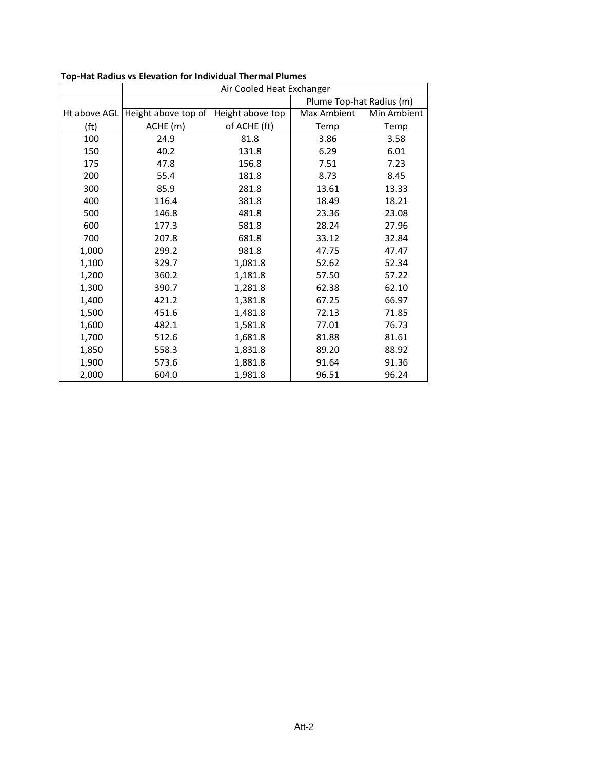**Top-Hat Radius vs Elevation for Individual Thermal Plumes**

| | Air Cooled Heat Exchanger | | | |
|---|---|---|---|---|
| | | | Plume Top-hat Radius (m) | |
| Ht above AGL (ft) | Height above top of ACHE (m) | Height above top of ACHE (ft) | Max Ambient Temp | Min Ambient Temp |
| 100 | 24.9 | 81.8 | 3.86 | 3.58 |
| 150 | 40.2 | 131.8 | 6.29 | 6.01 |
| 175 | 47.8 | 156.8 | 7.51 | 7.23 |
| 200 | 55.4 | 181.8 | 8.73 | 8.45 |
| 300 | 85.9 | 281.8 | 13.61 | 13.33 |
| 400 | 116.4 | 381.8 | 18.49 | 18.21 |
| 500 | 146.8 | 481.8 | 23.36 | 23.08 |
| 600 | 177.3 | 581.8 | 28.24 | 27.96 |
| 700 | 207.8 | 681.8 | 33.12 | 32.84 |
| 1,000 | 299.2 | 981.8 | 47.75 | 47.47 |
| 1,100 | 329.7 | 1,081.8 | 52.62 | 52.34 |
| 1,200 | 360.2 | 1,181.8 | 57.50 | 57.22 |
| 1,300 | 390.7 | 1,281.8 | 62.38 | 62.10 |
| 1,400 | 421.2 | 1,381.8 | 67.25 | 66.97 |
| 1,500 | 451.6 | 1,481.8 | 72.13 | 71.85 |
| 1,600 | 482.1 | 1,581.8 | 77.01 | 76.73 |
| 1,700 | 512.6 | 1,681.8 | 81.88 | 81.61 |
| 1,850 | 558.3 | 1,831.8 | 89.20 | 88.92 |
| 1,900 | 573.6 | 1,881.8 | 91.64 | 91.36 |
| 2,000 | 604.0 | 1,981.8 | 96.51 | 96.24 |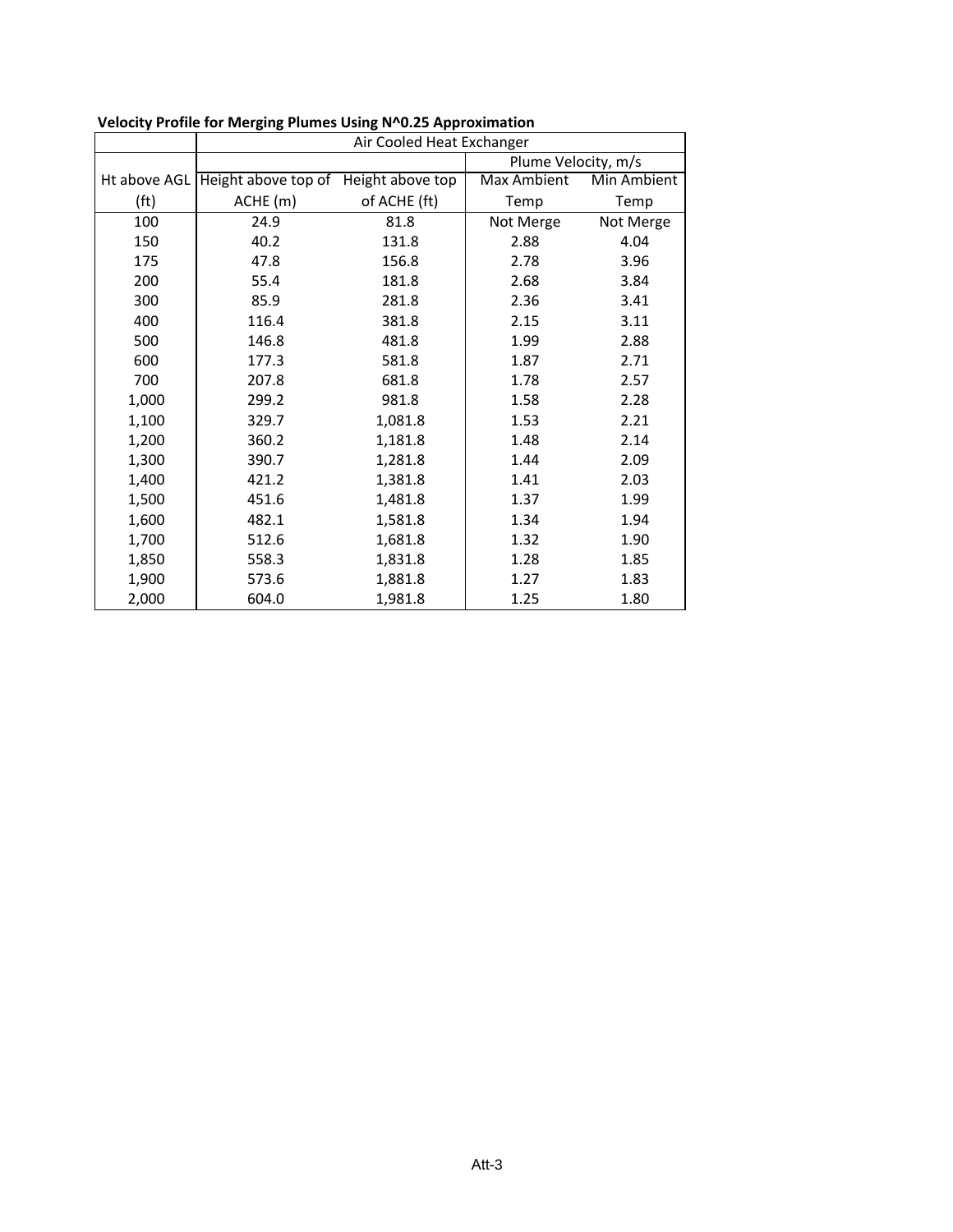**Velocity Profile for Merging Plumes Using N^0.25 Approximation**

| | Air Cooled Heat Exchanger | | | |
|---|---|---|---|---|
| | | | Plume Velocity, m/s | |
| Ht above AGL (ft) | Height above top of ACHE (m) | Height above top of ACHE (ft) | Max Ambient Temp | Min Ambient Temp |
| 100 | 24.9 | 81.8 | Not Merge | Not Merge |
| 150 | 40.2 | 131.8 | 2.88 | 4.04 |
| 175 | 47.8 | 156.8 | 2.78 | 3.96 |
| 200 | 55.4 | 181.8 | 2.68 | 3.84 |
| 300 | 85.9 | 281.8 | 2.36 | 3.41 |
| 400 | 116.4 | 381.8 | 2.15 | 3.11 |
| 500 | 146.8 | 481.8 | 1.99 | 2.88 |
| 600 | 177.3 | 581.8 | 1.87 | 2.71 |
| 700 | 207.8 | 681.8 | 1.78 | 2.57 |
| 1,000 | 299.2 | 981.8 | 1.58 | 2.28 |
| 1,100 | 329.7 | 1,081.8 | 1.53 | 2.21 |
| 1,200 | 360.2 | 1,181.8 | 1.48 | 2.14 |
| 1,300 | 390.7 | 1,281.8 | 1.44 | 2.09 |
| 1,400 | 421.2 | 1,381.8 | 1.41 | 2.03 |
| 1,500 | 451.6 | 1,481.8 | 1.37 | 1.99 |
| 1,600 | 482.1 | 1,581.8 | 1.34 | 1.94 |
| 1,700 | 512.6 | 1,681.8 | 1.32 | 1.90 |
| 1,850 | 558.3 | 1,831.8 | 1.28 | 1.85 |
| 1,900 | 573.6 | 1,881.8 | 1.27 | 1.83 |
| 2,000 | 604.0 | 1,981.8 | 1.25 | 1.80 |